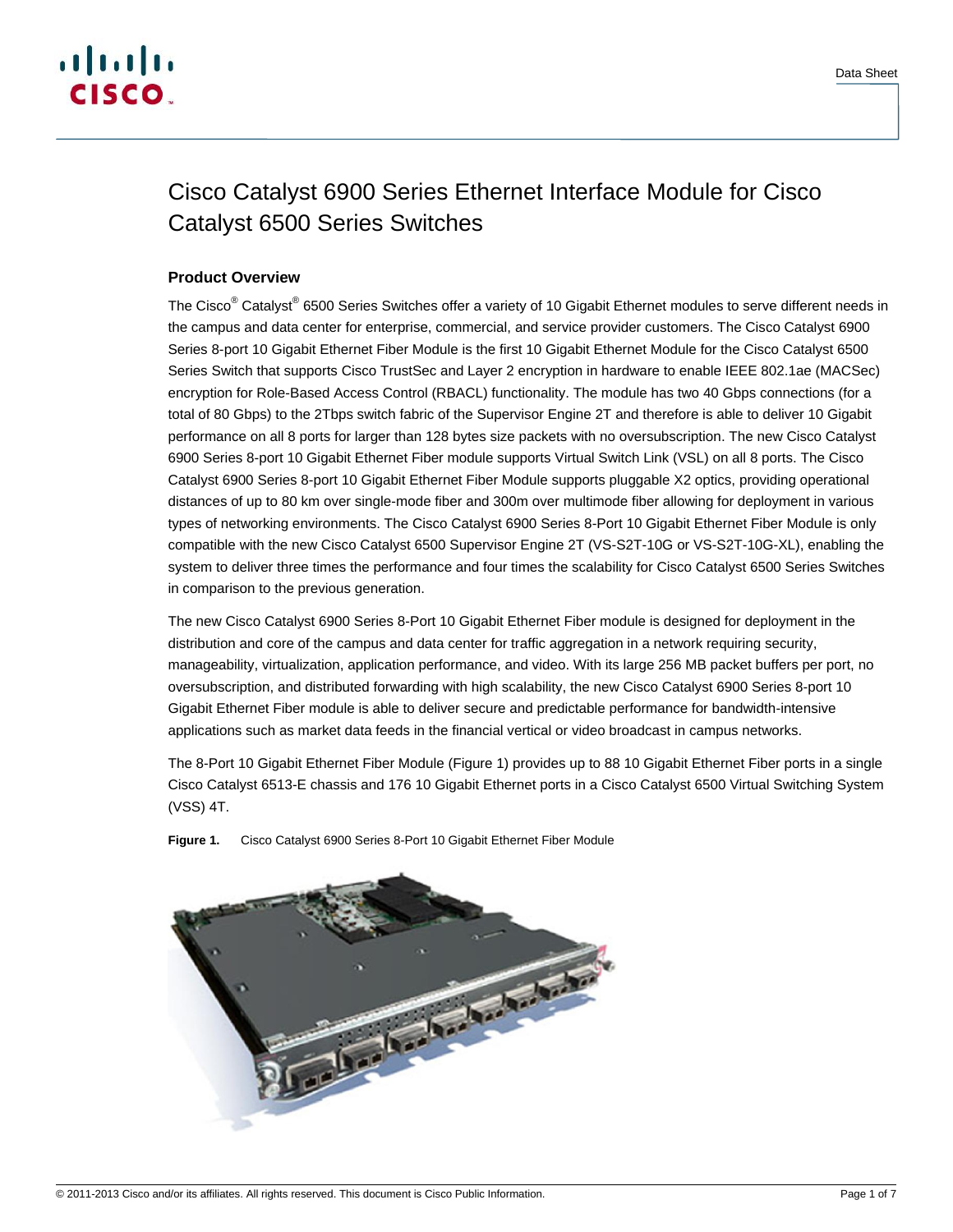# Cisco Catalyst 6900 Series Ethernet Interface Module for Cisco Catalyst 6500 Series Switches

## Product Overview

The Cisco® Catalyst® 6500 Series Switches offer a variety of 10 Gigabit Ethernet modules to serve different needs in the campus and data center for enterprise, commercial, and service provider customers. The Cisco Catalyst 6900 Series 8-port 10 Gigabit Ethernet Fiber Module is the first 10 Gigabit Ethernet Module for the Cisco Catalyst 6500 Series Switch that supports Cisco TrustSec and Layer 2 encryption in hardware to enable IEEE 802.1ae (MACSec) encryption for Role-Based Access Control (RBACL) functionality. The module has two 40 Gbps connections (for a total of 80 Gbps) to the 2Tbps switch fabric of the Supervisor Engine 2T and therefore is able to deliver 10 Gigabit performance on all 8 ports for larger than 128 bytes size packets with no oversubscription. The new Cisco Catalyst 6900 Series 8-port 10 Gigabit Ethernet Fiber module supports Virtual Switch Link (VSL) on all 8 ports. The Cisco Catalyst 6900 Series 8-port 10 Gigabit Ethernet Fiber Module supports pluggable X2 optics, providing operational distances of up to 80 km over single-mode fiber and 300m over multimode fiber allowing for deployment in various types of networking environments. The Cisco Catalyst 6900 Series 8-Port 10 Gigabit Ethernet Fiber Module is only compatible with the new Cisco Catalyst 6500 Supervisor Engine 2T (VS-S2T-10G or VS-S2T-10G-XL), enabling the system to deliver three times the performance and four times the scalability for Cisco Catalyst 6500 Series Switches in comparison to the previous generation.

The new Cisco Catalyst 6900 Series 8-Port 10 Gigabit Ethernet Fiber module is designed for deployment in the distribution and core of the campus and data center for traffic aggregation in a network requiring security, manageability, virtualization, application performance, and video. With its large 256 MB packet buffers per port, no oversubscription, and distributed forwarding with high scalability, the new Cisco Catalyst 6900 Series 8-port 10 Gigabit Ethernet Fiber module is able to deliver secure and predictable performance for bandwidth-intensive applications such as market data feeds in the financial vertical or video broadcast in campus networks.

The 8-Port 10 Gigabit Ethernet Fiber Module (Figure 1) provides up to 88 10 Gigabit Ethernet Fiber ports in a single Cisco Catalyst 6513-E chassis and 176 10 Gigabit Ethernet ports in a Cisco Catalyst 6500 Virtual Switching System (VSS) 4T.

**Figure 1.** Cisco Catalyst 6900 Series 8-Port 10 Gigabit Ethernet Fiber Module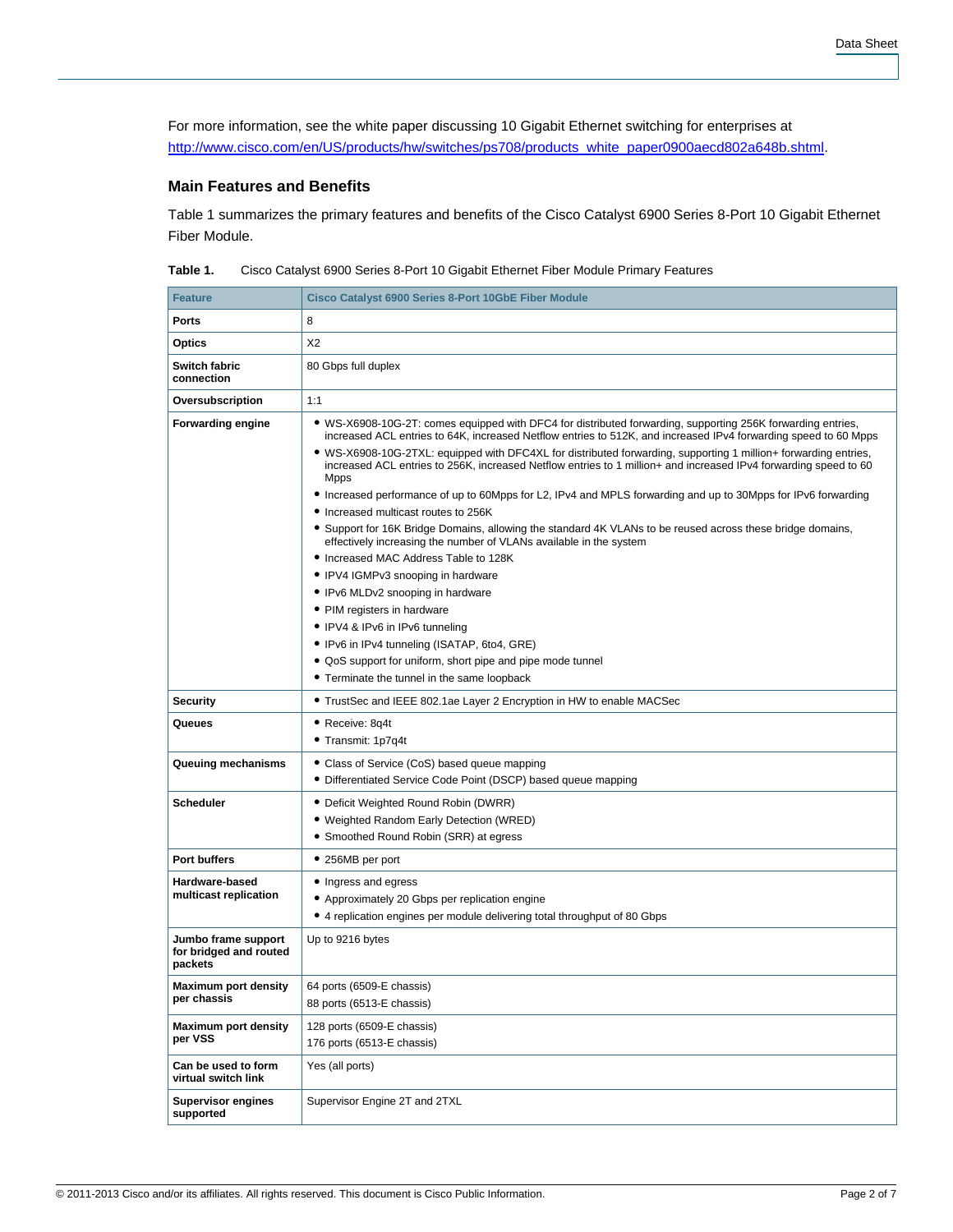For more information, see the white paper discussing 10 Gigabit Ethernet switching for enterprises at [http://www.cisco.com/en/US/products/hw/switches/ps708/products_white_paper0900aecd802a648b.shtml](http://www.cisco.com/en/US/products/hw/switches/ps708/products_white_paper0900aecd802a648b.shtml).

## Main Features and Benefits

Table 1 summarizes the primary features and benefits of the Cisco Catalyst 6900 Series 8-Port 10 Gigabit Ethernet Fiber Module.

**Table 1.** Cisco Catalyst 6900 Series 8-Port 10 Gigabit Ethernet Fiber Module Primary Features

| Feature | Cisco Catalyst 6900 Series 8-Port 10GbE Fiber Module |
|---|---|
| **Ports** | 8 |
| **Optics** | X2 |
| **Switch fabric connection** | 80 Gbps full duplex |
| **Oversubscription** | 1:1 |
| **Forwarding engine** | • WS-X6908-10G-2T: comes equipped with DFC4 for distributed forwarding, supporting 256K forwarding entries, increased ACL entries to 64K, increased Netflow entries to 512K, and increased IPv4 forwarding speed to 60 Mpps<br>• WS-X6908-10G-2TXL: equipped with DFC4XL for distributed forwarding, supporting 1 million+ forwarding entries, increased ACL entries to 256K, increased Netflow entries to 1 million+ and increased IPv4 forwarding speed to 60 Mpps<br>• Increased performance of up to 60Mpps for L2, IPv4 and MPLS forwarding and up to 30Mpps for IPv6 forwarding<br>• Increased multicast routes to 256K<br>• Support for 16K Bridge Domains, allowing the standard 4K VLANs to be reused across these bridge domains, effectively increasing the number of VLANs available in the system<br>• Increased MAC Address Table to 128K<br>• IPV4 IGMPv3 snooping in hardware<br>• IPv6 MLDv2 snooping in hardware<br>• PIM registers in hardware<br>• IPV4 & IPv6 in IPv6 tunneling<br>• IPv6 in IPv4 tunneling (ISATAP, 6to4, GRE)<br>• QoS support for uniform, short pipe and pipe mode tunnel<br>• Terminate the tunnel in the same loopback |
| **Security** | • TrustSec and IEEE 802.1ae Layer 2 Encryption in HW to enable MACSec |
| **Queues** | • Receive: 8q4t<br>• Transmit: 1p7q4t |
| **Queuing mechanisms** | • Class of Service (CoS) based queue mapping<br>• Differentiated Service Code Point (DSCP) based queue mapping |
| **Scheduler** | • Deficit Weighted Round Robin (DWRR)<br>• Weighted Random Early Detection (WRED)<br>• Smoothed Round Robin (SRR) at egress |
| **Port buffers** | • 256MB per port |
| **Hardware-based multicast replication** | • Ingress and egress<br>• Approximately 20 Gbps per replication engine<br>• 4 replication engines per module delivering total throughput of 80 Gbps |
| **Jumbo frame support for bridged and routed packets** | Up to 9216 bytes |
| **Maximum port density per chassis** | 64 ports (6509-E chassis)<br>88 ports (6513-E chassis) |
| **Maximum port density per VSS** | 128 ports (6509-E chassis)<br>176 ports (6513-E chassis) |
| **Can be used to form virtual switch link** | Yes (all ports) |
| **Supervisor engines supported** | Supervisor Engine 2T and 2TXL |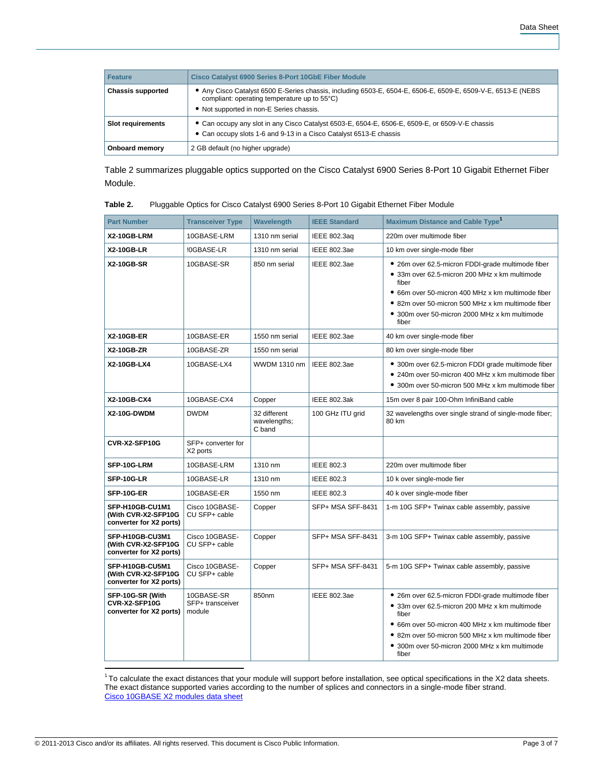| Feature | Cisco Catalyst 6900 Series 8-Port 10GbE Fiber Module |
| --- | --- |
| **Chassis supported** | • Any Cisco Catalyst 6500 E-Series chassis, including 6503-E, 6504-E, 6506-E, 6509-E, 6509-V-E, 6513-E (NEBS compliant: operating temperature up to 55°C)<br>• Not supported in non-E Series chassis. |
| **Slot requirements** | • Can occupy any slot in any Cisco Catalyst 6503-E, 6504-E, 6506-E, 6509-E, or 6509-V-E chassis<br>• Can occupy slots 1-6 and 9-13 in a Cisco Catalyst 6513-E chassis |
| **Onboard memory** | 2 GB default (no higher upgrade) |

Table 2 summarizes pluggable optics supported on the Cisco Catalyst 6900 Series 8-Port 10 Gigabit Ethernet Fiber Module.

**Table 2.** Pluggable Optics for Cisco Catalyst 6900 Series 8-Port 10 Gigabit Ethernet Fiber Module

| Part Number | Transceiver Type | Wavelength | IEEE Standard | Maximum Distance and Cable Type[1] |
| --- | --- | --- | --- | --- |
| **X2-10GB-LRM** | 10GBASE-LRM | 1310 nm serial | IEEE 802.3aq | 220m over multimode fiber |
| **X2-10GB-LR** | !0GBASE-LR | 1310 nm serial | IEEE 802.3ae | 10 km over single-mode fiber |
| **X2-10GB-SR** | 10GBASE-SR | 850 nm serial | IEEE 802.3ae | • 26m over 62.5-micron FDDI-grade multimode fiber<br>• 33m over 62.5-micron 200 MHz x km multimode fiber<br>• 66m over 50-micron 400 MHz x km multimode fiber<br>• 82m over 50-micron 500 MHz x km multimode fiber<br>• 300m over 50-micron 2000 MHz x km multimode fiber |
| **X2-10GB-ER** | 10GBASE-ER | 1550 nm serial | IEEE 802.3ae | 40 km over single-mode fiber |
| **X2-10GB-ZR** | 10GBASE-ZR | 1550 nm serial | | 80 km over single-mode fiber |
| **X2-10GB-LX4** | 10GBASE-LX4 | WWDM 1310 nm | IEEE 802.3ae | • 300m over 62.5-micron FDDI grade multimode fiber<br>• 240m over 50-micron 400 MHz x km multimode fiber<br>• 300m over 50-micron 500 MHz x km multimode fiber |
| **X2-10GB-CX4** | 10GBASE-CX4 | Copper | IEEE 802.3ak | 15m over 8 pair 100-Ohm InfiniBand cable |
| **X2-10G-DWDM** | DWDM | 32 different wavelengths; C band | 100 GHz ITU grid | 32 wavelengths over single strand of single-mode fiber; 80 km |
| **CVR-X2-SFP10G** | SFP+ converter for X2 ports | | | |
| **SFP-10G-LRM** | 10GBASE-LRM | 1310 nm | IEEE 802.3 | 220m over multimode fiber |
| **SFP-10G-LR** | 10GBASE-LR | 1310 nm | IEEE 802.3 | 10 k over single-mode fier |
| **SFP-10G-ER** | 10GBASE-ER | 1550 nm | IEEE 802.3 | 40 k over single-mode fiber |
| **SFP-H10GB-CU1M1 (With CVR-X2-SFP10G converter for X2 ports)** | Cisco 10GBASE-CU SFP+ cable | Copper | SFP+ MSA SFF-8431 | 1-m 10G SFP+ Twinax cable assembly, passive |
| **SFP-H10GB-CU3M1 (With CVR-X2-SFP10G converter for X2 ports)** | Cisco 10GBASE-CU SFP+ cable | Copper | SFP+ MSA SFF-8431 | 3-m 10G SFP+ Twinax cable assembly, passive |
| **SFP-H10GB-CU5M1 (With CVR-X2-SFP10G converter for X2 ports)** | Cisco 10GBASE-CU SFP+ cable | Copper | SFP+ MSA SFF-8431 | 5-m 10G SFP+ Twinax cable assembly, passive |
| **SFP-10G-SR (With CVR-X2-SFP10G converter for X2 ports)** | 10GBASE-SR SFP+ transceiver module | 850nm | IEEE 802.3ae | • 26m over 62.5-micron FDDI-grade multimode fiber<br>• 33m over 62.5-micron 200 MHz x km multimode fiber<br>• 66m over 50-micron 400 MHz x km multimode fiber<br>• 82m over 50-micron 500 MHz x km multimode fiber<br>• 300m over 50-micron 2000 MHz x km multimode fiber |

[1] To calculate the exact distances that your module will support before installation, see optical specifications in the X2 data sheets. The exact distance supported varies according to the number of splices and connectors in a single-mode fiber strand.
Cisco 10GBASE X2 modules data sheet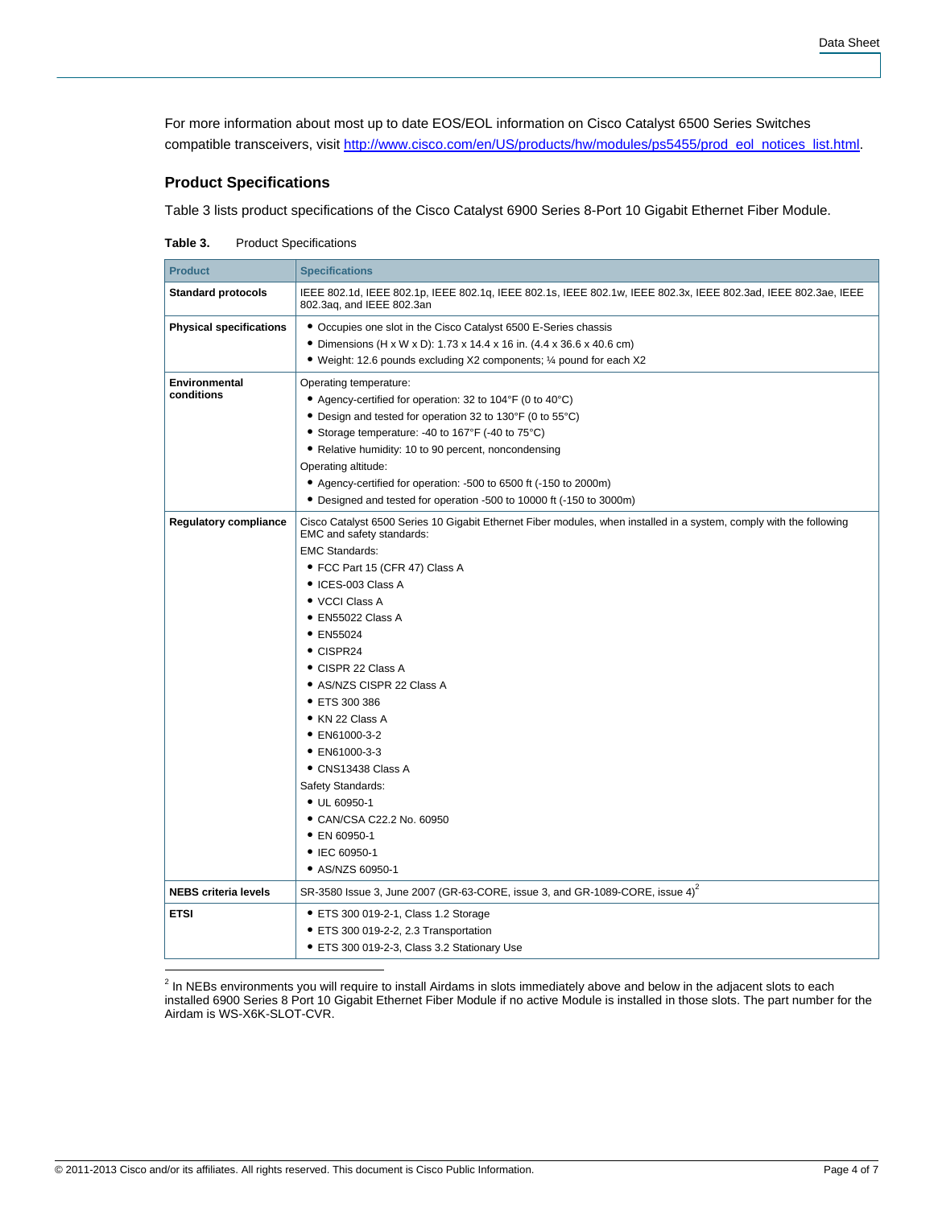For more information about most up to date EOS/EOL information on Cisco Catalyst 6500 Series Switches compatible transceivers, visit http://www.cisco.com/en/US/products/hw/modules/ps5455/prod_eol_notices_list.html.

## Product Specifications

Table 3 lists product specifications of the Cisco Catalyst 6900 Series 8-Port 10 Gigabit Ethernet Fiber Module.

**Table 3.** Product Specifications

| Product | Specifications |
|---|---|
| **Standard protocols** | IEEE 802.1d, IEEE 802.1p, IEEE 802.1q, IEEE 802.1s, IEEE 802.1w, IEEE 802.3x, IEEE 802.3ad, IEEE 802.3ae, IEEE 802.3aq, and IEEE 802.3an |
| **Physical specifications** | • Occupies one slot in the Cisco Catalyst 6500 E-Series chassis<br>• Dimensions (H x W x D): 1.73 x 14.4 x 16 in. (4.4 x 36.6 x 40.6 cm)<br>• Weight: 12.6 pounds excluding X2 components; ¼ pound for each X2 |
| **Environmental conditions** | Operating temperature:<br>• Agency-certified for operation: 32 to 104°F (0 to 40°C)<br>• Design and tested for operation 32 to 130°F (0 to 55°C)<br>• Storage temperature: -40 to 167°F (-40 to 75°C)<br>• Relative humidity: 10 to 90 percent, noncondensing<br>Operating altitude:<br>• Agency-certified for operation: -500 to 6500 ft (-150 to 2000m)<br>• Designed and tested for operation -500 to 10000 ft (-150 to 3000m) |
| **Regulatory compliance** | Cisco Catalyst 6500 Series 10 Gigabit Ethernet Fiber modules, when installed in a system, comply with the following EMC and safety standards:<br>EMC Standards:<br>• FCC Part 15 (CFR 47) Class A<br>• ICES-003 Class A<br>• VCCI Class A<br>• EN55022 Class A<br>• EN55024<br>• CISPR24<br>• CISPR 22 Class A<br>• AS/NZS CISPR 22 Class A<br>• ETS 300 386<br>• KN 22 Class A<br>• EN61000-3-2<br>• EN61000-3-3<br>• CNS13438 Class A<br>Safety Standards:<br>• UL 60950-1<br>• CAN/CSA C22.2 No. 60950<br>• EN 60950-1<br>• IEC 60950-1<br>• AS/NZS 60950-1 |
| **NEBS criteria levels** | SR-3580 Issue 3, June 2007 (GR-63-CORE, issue 3, and GR-1089-CORE, issue 4)[2] |
| **ETSI** | • ETS 300 019-2-1, Class 1.2 Storage<br>• ETS 300 019-2-2, 2.3 Transportation<br>• ETS 300 019-2-3, Class 3.2 Stationary Use |

[2] In NEBs environments you will require to install Airdams in slots immediately above and below in the adjacent slots to each installed 6900 Series 8 Port 10 Gigabit Ethernet Fiber Module if no active Module is installed in those slots. The part number for the Airdam is WS-X6K-SLOT-CVR.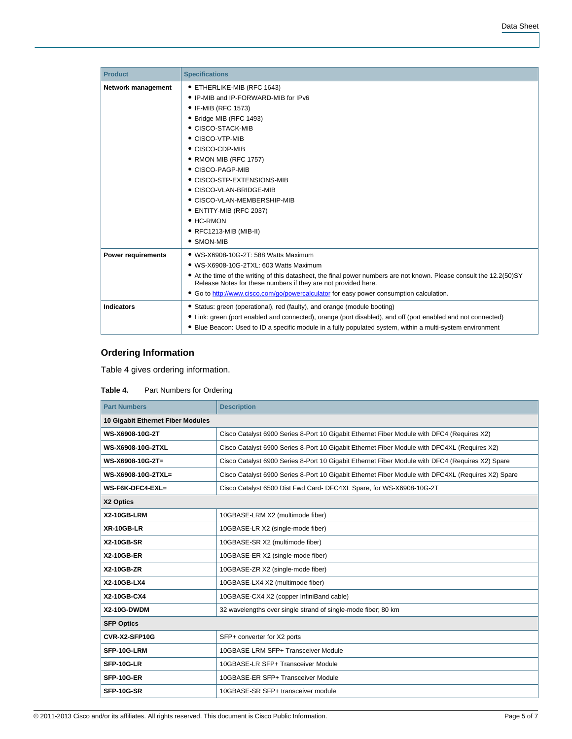| Product | Specifications |
| --- | --- |
| **Network management** | • ETHERLIKE-MIB (RFC 1643)<br>• IP-MIB and IP-FORWARD-MIB for IPv6<br>• IF-MIB (RFC 1573)<br>• Bridge MIB (RFC 1493)<br>• CISCO-STACK-MIB<br>• CISCO-VTP-MIB<br>• CISCO-CDP-MIB<br>• RMON MIB (RFC 1757)<br>• CISCO-PAGP-MIB<br>• CISCO-STP-EXTENSIONS-MIB<br>• CISCO-VLAN-BRIDGE-MIB<br>• CISCO-VLAN-MEMBERSHIP-MIB<br>• ENTITY-MIB (RFC 2037)<br>• HC-RMON<br>• RFC1213-MIB (MIB-II)<br>• SMON-MIB |
| **Power requirements** | • WS-X6908-10G-2T: 588 Watts Maximum<br>• WS-X6908-10G-2TXL: 603 Watts Maximum<br>• At the time of the writing of this datasheet, the final power numbers are not known. Please consult the 12.2(50)SY Release Notes for these numbers if they are not provided here.<br>• Go to http://www.cisco.com/go/powercalculator for easy power consumption calculation. |
| **Indicators** | • Status: green (operational), red (faulty), and orange (module booting)<br>• Link: green (port enabled and connected), orange (port disabled), and off (port enabled and not connected)<br>• Blue Beacon: Used to ID a specific module in a fully populated system, within a multi-system environment |

## Ordering Information

Table 4 gives ordering information.

**Table 4.** Part Numbers for Ordering

| Part Numbers | Description |
| --- | --- |
| **10 Gigabit Ethernet Fiber Modules** | |
| **WS-X6908-10G-2T** | Cisco Catalyst 6900 Series 8-Port 10 Gigabit Ethernet Fiber Module with DFC4 (Requires X2) |
| **WS-X6908-10G-2TXL** | Cisco Catalyst 6900 Series 8-Port 10 Gigabit Ethernet Fiber Module with DFC4XL (Requires X2) |
| **WS-X6908-10G-2T=** | Cisco Catalyst 6900 Series 8-Port 10 Gigabit Ethernet Fiber Module with DFC4 (Requires X2) Spare |
| **WS-X6908-10G-2TXL=** | Cisco Catalyst 6900 Series 8-Port 10 Gigabit Ethernet Fiber Module with DFC4XL (Requires X2) Spare |
| **WS-F6K-DFC4-EXL=** | Cisco Catalyst 6500 Dist Fwd Card- DFC4XL Spare, for WS-X6908-10G-2T |
| **X2 Optics** | |
| **X2-10GB-LRM** | 10GBASE-LRM X2 (multimode fiber) |
| **XR-10GB-LR** | 10GBASE-LR X2 (single-mode fiber) |
| **X2-10GB-SR** | 10GBASE-SR X2 (multimode fiber) |
| **X2-10GB-ER** | 10GBASE-ER X2 (single-mode fiber) |
| **X2-10GB-ZR** | 10GBASE-ZR X2 (single-mode fiber) |
| **X2-10GB-LX4** | 10GBASE-LX4 X2 (multimode fiber) |
| **X2-10GB-CX4** | 10GBASE-CX4 X2 (copper InfiniBand cable) |
| **X2-10G-DWDM** | 32 wavelengths over single strand of single-mode fiber; 80 km |
| **SFP Optics** | |
| **CVR-X2-SFP10G** | SFP+ converter for X2 ports |
| **SFP-10G-LRM** | 10GBASE-LRM SFP+ Transceiver Module |
| **SFP-10G-LR** | 10GBASE-LR SFP+ Transceiver Module |
| **SFP-10G-ER** | 10GBASE-ER SFP+ Transceiver Module |
| **SFP-10G-SR** | 10GBASE-SR SFP+ transceiver module |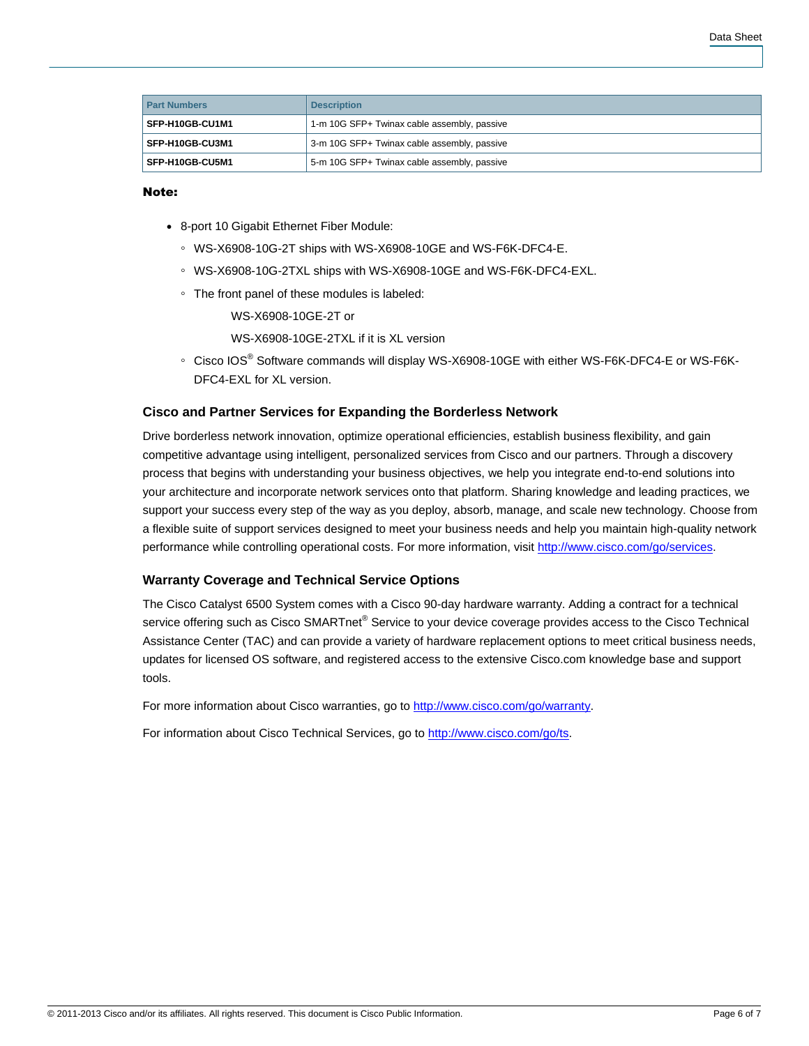| Part Numbers | Description |
| --- | --- |
| **SFP-H10GB-CU1M1** | 1-m 10G SFP+ Twinax cable assembly, passive |
| **SFP-H10GB-CU3M1** | 3-m 10G SFP+ Twinax cable assembly, passive |
| **SFP-H10GB-CU5M1** | 5-m 10G SFP+ Twinax cable assembly, passive |

**Note:**

- 8-port 10 Gigabit Ethernet Fiber Module:
  - WS-X6908-10G-2T ships with WS-X6908-10GE and WS-F6K-DFC4-E.
  - WS-X6908-10G-2TXL ships with WS-X6908-10GE and WS-F6K-DFC4-EXL.
  - The front panel of these modules is labeled:

    WS-X6908-10GE-2T or

    WS-X6908-10GE-2TXL if it is XL version
  - Cisco IOS® Software commands will display WS-X6908-10GE with either WS-F6K-DFC4-E or WS-F6K-DFC4-EXL for XL version.

### Cisco and Partner Services for Expanding the Borderless Network

Drive borderless network innovation, optimize operational efficiencies, establish business flexibility, and gain competitive advantage using intelligent, personalized services from Cisco and our partners. Through a discovery process that begins with understanding your business objectives, we help you integrate end-to-end solutions into your architecture and incorporate network services onto that platform. Sharing knowledge and leading practices, we support your success every step of the way as you deploy, absorb, manage, and scale new technology. Choose from a flexible suite of support services designed to meet your business needs and help you maintain high-quality network performance while controlling operational costs. For more information, visit http://www.cisco.com/go/services.

### Warranty Coverage and Technical Service Options

The Cisco Catalyst 6500 System comes with a Cisco 90-day hardware warranty. Adding a contract for a technical service offering such as Cisco SMARTnet® Service to your device coverage provides access to the Cisco Technical Assistance Center (TAC) and can provide a variety of hardware replacement options to meet critical business needs, updates for licensed OS software, and registered access to the extensive Cisco.com knowledge base and support tools.

For more information about Cisco warranties, go to http://www.cisco.com/go/warranty.

For information about Cisco Technical Services, go to http://www.cisco.com/go/ts.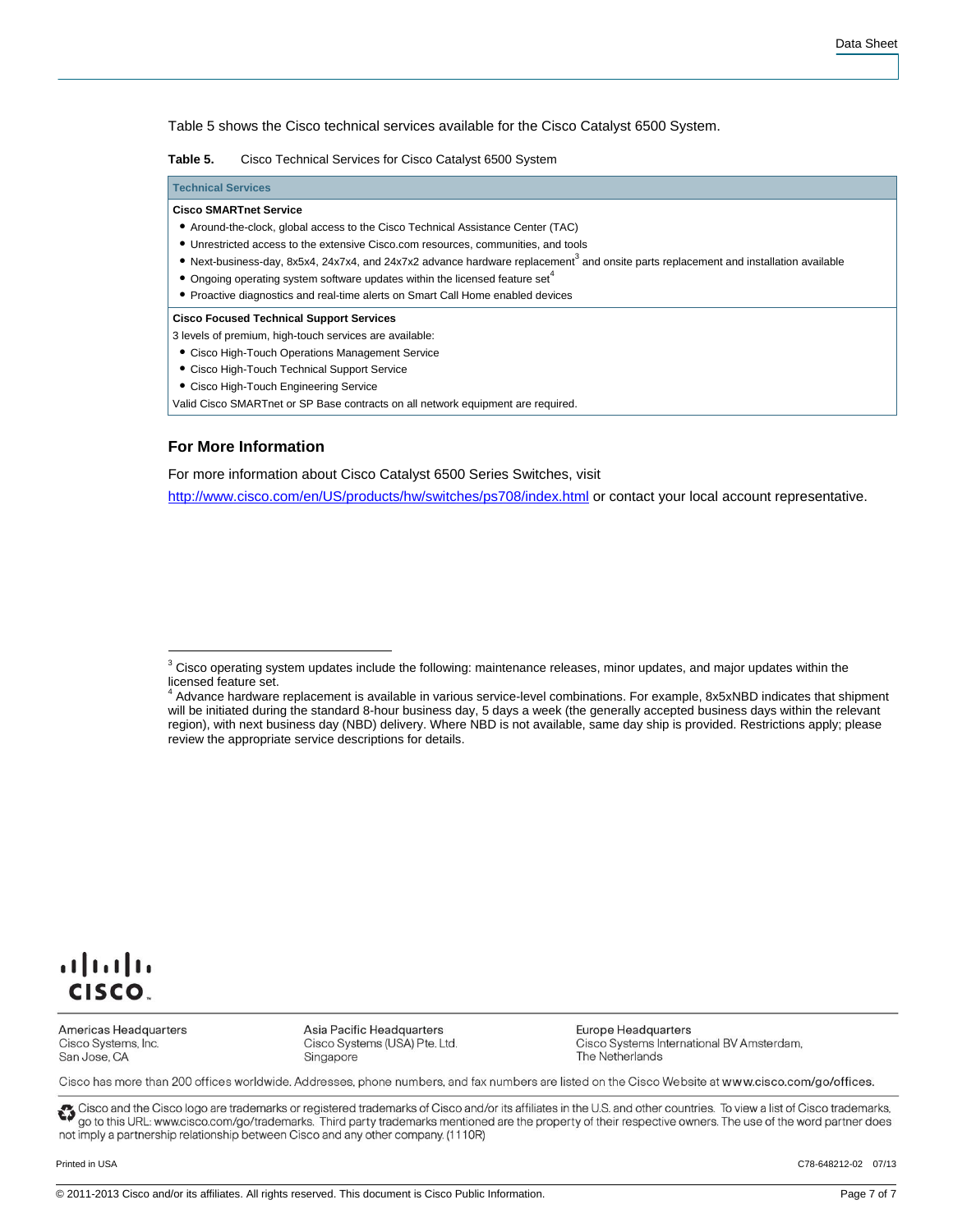Table 5 shows the Cisco technical services available for the Cisco Catalyst 6500 System.

**Table 5.** Cisco Technical Services for Cisco Catalyst 6500 System

| Technical Services |
|---|
| **Cisco SMARTnet Service**<br>• Around-the-clock, global access to the Cisco Technical Assistance Center (TAC)<br>• Unrestricted access to the extensive Cisco.com resources, communities, and tools<br>• Next-business-day, 8x5x4, 24x7x4, and 24x7x2 advance hardware replacement[3] and onsite parts replacement and installation available<br>• Ongoing operating system software updates within the licensed feature set[4]<br>• Proactive diagnostics and real-time alerts on Smart Call Home enabled devices |
| **Cisco Focused Technical Support Services**<br>3 levels of premium, high-touch services are available:<br>• Cisco High-Touch Operations Management Service<br>• Cisco High-Touch Technical Support Service<br>• Cisco High-Touch Engineering Service<br>Valid Cisco SMARTnet or SP Base contracts on all network equipment are required. |

## For More Information

For more information about Cisco Catalyst 6500 Series Switches, visit http://www.cisco.com/en/US/products/hw/switches/ps708/index.html or contact your local account representative.

[3] Cisco operating system updates include the following: maintenance releases, minor updates, and major updates within the licensed feature set.

[4] Advance hardware replacement is available in various service-level combinations. For example, 8x5xNBD indicates that shipment will be initiated during the standard 8-hour business day, 5 days a week (the generally accepted business days within the relevant region), with next business day (NBD) delivery. Where NBD is not available, same day ship is provided. Restrictions apply; please review the appropriate service descriptions for details.

Americas Headquarters
Cisco Systems, Inc.
San Jose, CA

Asia Pacific Headquarters
Cisco Systems (USA) Pte. Ltd.
Singapore

Europe Headquarters
Cisco Systems International BV Amsterdam,
The Netherlands

Cisco has more than 200 offices worldwide. Addresses, phone numbers, and fax numbers are listed on the Cisco Website at www.cisco.com/go/offices.

Cisco and the Cisco logo are trademarks or registered trademarks of Cisco and/or its affiliates in the U.S. and other countries. To view a list of Cisco trademarks, go to this URL: www.cisco.com/go/trademarks. Third party trademarks mentioned are the property of their respective owners. The use of the word partner does not imply a partnership relationship between Cisco and any other company. (1110R)

Printed in USA C78-648212-02 07/13